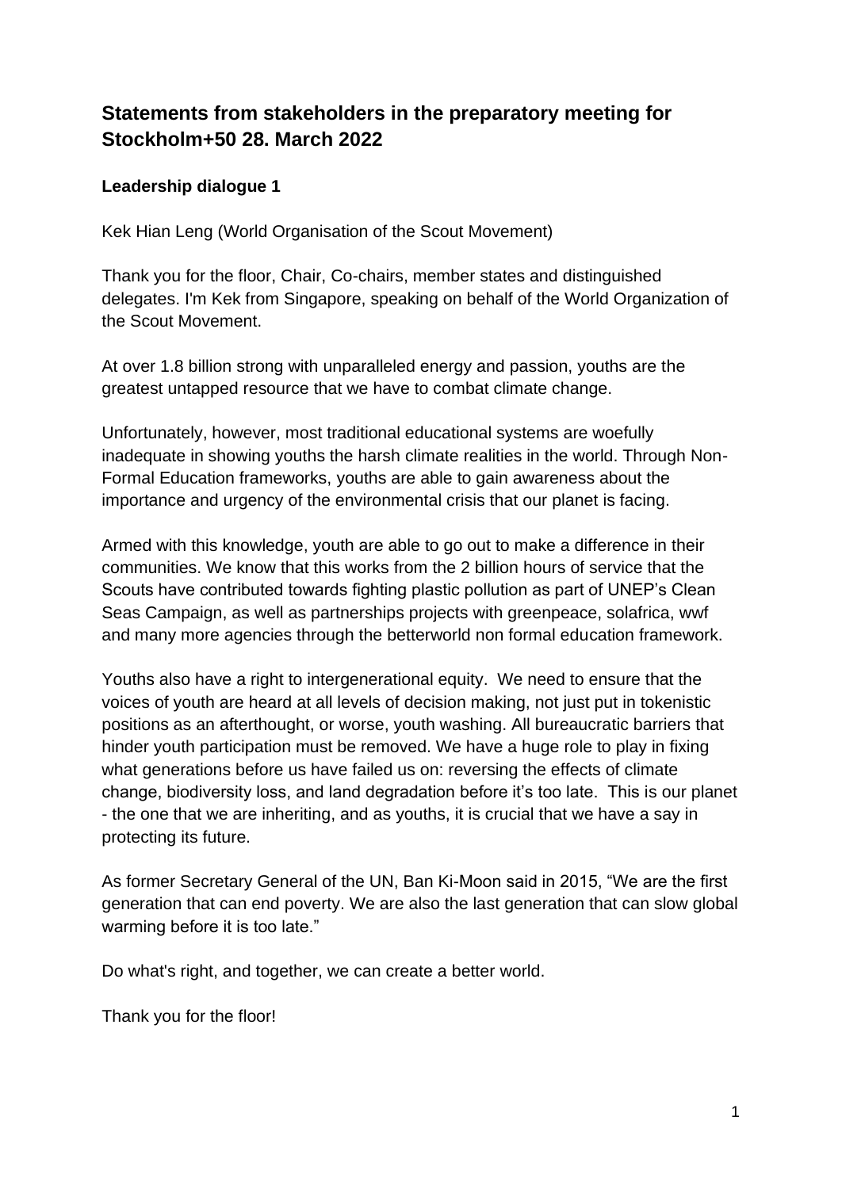# Statements from stakeholders in the preparatory meeting for Stockholm+50 28. March 2022

### Leadership dialogue 1

Kek Hian Leng (World Organisation of the Scout Movement)

Thank you for the floor, Chair, Co-chairs, member states and distinguished delegates. I'm Kek from Singapore, speaking on behalf of the World Organization of the Scout Movement.

At over 1.8 billion strong with unparalleled energy and passion, youths are the greatest untapped resource that we have to combat climate change.

Unfortunately, however, most traditional educational systems are woefully inadequate in showing youths the harsh climate realities in the world. Through Non-Formal Education frameworks, youths are able to gain awareness about the importance and urgency of the environmental crisis that our planet is facing.

Armed with this knowledge, youth are able to go out to make a difference in their communities. We know that this works from the 2 billion hours of service that the Scouts have contributed towards fighting plastic pollution as part of UNEP's Clean Seas Campaign, as well as partnerships projects with greenpeace, solafrica, wwf and many more agencies through the betterworld non formal education framework.

Youths also have a right to intergenerational equity. We need to ensure that the voices of youth are heard at all levels of decision making, not just put in tokenistic positions as an afterthought, or worse, youth washing. All bureaucratic barriers that hinder youth participation must be removed. We have a huge role to play in fixing what generations before us have failed us on: reversing the effects of climate change, biodiversity loss, and land degradation before it's too late. This is our planet - the one that we are inheriting, and as youths, it is crucial that we have a say in protecting its future.

As former Secretary General of the UN, Ban Ki-Moon said in 2015, "We are the first generation that can end poverty. We are also the last generation that can slow global warming before it is too late."

Do what's right, and together, we can create a better world.

Thank you for the floor!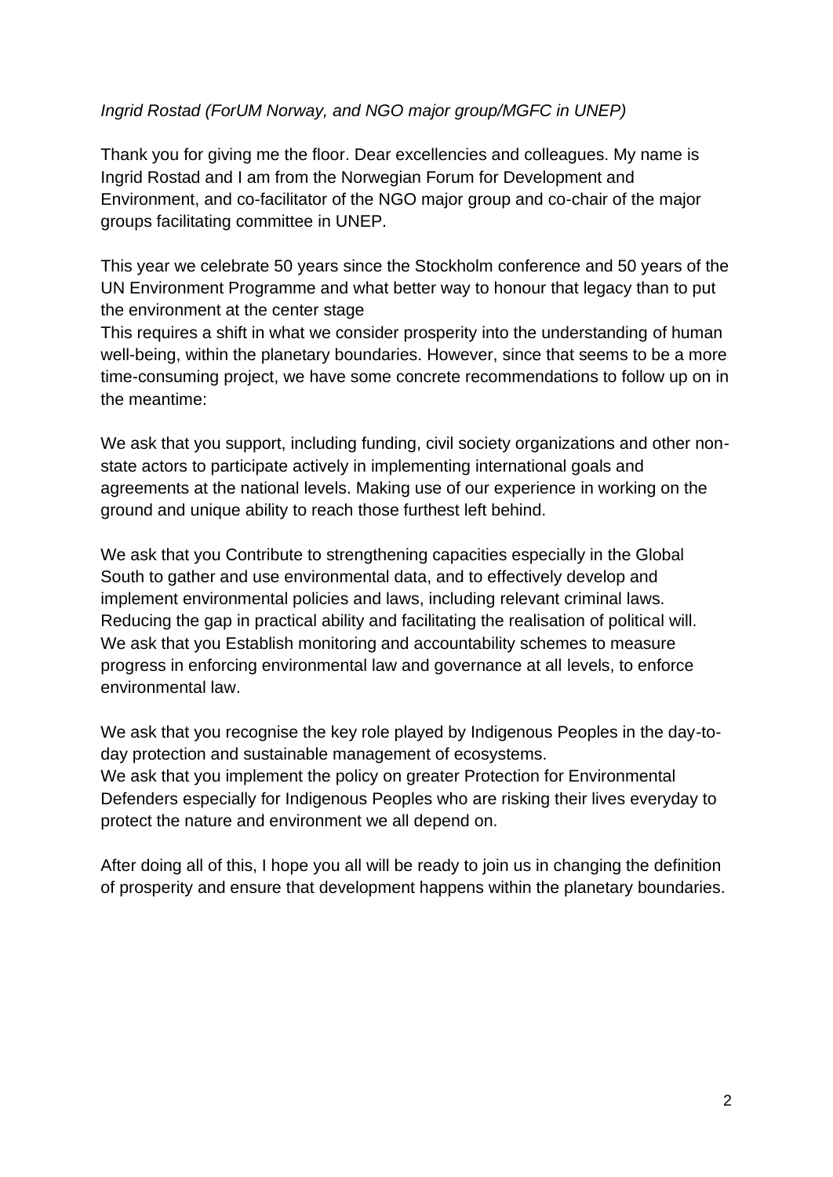*Ingrid Rostad (ForUM Norway, and NGO major group/MGFC in UNEP)*

Thank you for giving me the floor. Dear excellencies and colleagues. My name is Ingrid Rostad and I am from the Norwegian Forum for Development and Environment, and co-facilitator of the NGO major group and co-chair of the major groups facilitating committee in UNEP.

This year we celebrate 50 years since the Stockholm conference and 50 years of the UN Environment Programme and what better way to honour that legacy than to put the environment at the center stage
This requires a shift in what we consider prosperity into the understanding of human well-being, within the planetary boundaries. However, since that seems to be a more time-consuming project, we have some concrete recommendations to follow up on in the meantime:

We ask that you support, including funding, civil society organizations and other non-state actors to participate actively in implementing international goals and agreements at the national levels. Making use of our experience in working on the ground and unique ability to reach those furthest left behind.

We ask that you Contribute to strengthening capacities especially in the Global South to gather and use environmental data, and to effectively develop and implement environmental policies and laws, including relevant criminal laws. Reducing the gap in practical ability and facilitating the realisation of political will.
We ask that you Establish monitoring and accountability schemes to measure progress in enforcing environmental law and governance at all levels, to enforce environmental law.

We ask that you recognise the key role played by Indigenous Peoples in the day-to-day protection and sustainable management of ecosystems.
We ask that you implement the policy on greater Protection for Environmental Defenders especially for Indigenous Peoples who are risking their lives everyday to protect the nature and environment we all depend on.

After doing all of this, I hope you all will be ready to join us in changing the definition of prosperity and ensure that development happens within the planetary boundaries.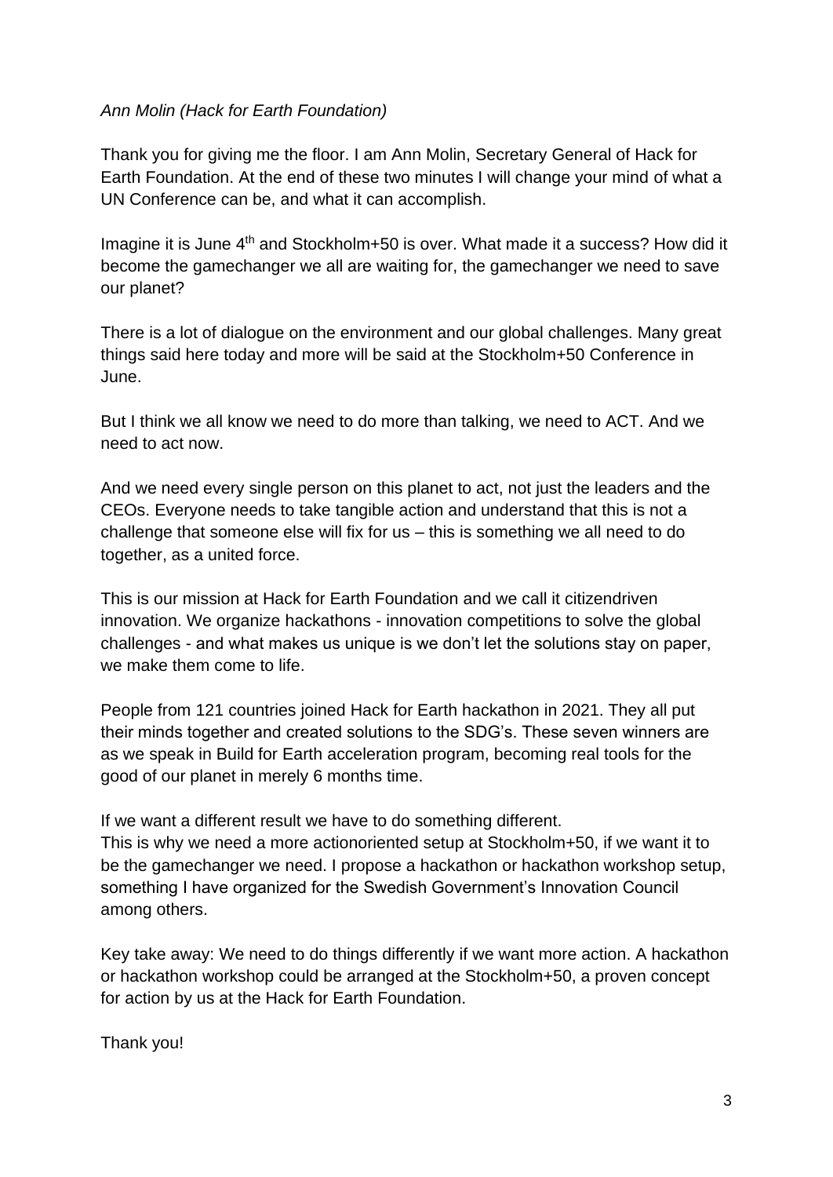*Ann Molin (Hack for Earth Foundation)*

Thank you for giving me the floor. I am Ann Molin, Secretary General of Hack for Earth Foundation. At the end of these two minutes I will change your mind of what a UN Conference can be, and what it can accomplish.

Imagine it is June 4th and Stockholm+50 is over. What made it a success? How did it become the gamechanger we all are waiting for, the gamechanger we need to save our planet?

There is a lot of dialogue on the environment and our global challenges. Many great things said here today and more will be said at the Stockholm+50 Conference in June.

But I think we all know we need to do more than talking, we need to ACT. And we need to act now.

And we need every single person on this planet to act, not just the leaders and the CEOs. Everyone needs to take tangible action and understand that this is not a challenge that someone else will fix for us – this is something we all need to do together, as a united force.

This is our mission at Hack for Earth Foundation and we call it citizendriven innovation. We organize hackathons - innovation competitions to solve the global challenges - and what makes us unique is we don't let the solutions stay on paper, we make them come to life.

People from 121 countries joined Hack for Earth hackathon in 2021. They all put their minds together and created solutions to the SDG's. These seven winners are as we speak in Build for Earth acceleration program, becoming real tools for the good of our planet in merely 6 months time.

If we want a different result we have to do something different.
This is why we need a more actionoriented setup at Stockholm+50, if we want it to be the gamechanger we need. I propose a hackathon or hackathon workshop setup, something I have organized for the Swedish Government's Innovation Council among others.

Key take away: We need to do things differently if we want more action. A hackathon or hackathon workshop could be arranged at the Stockholm+50, a proven concept for action by us at the Hack for Earth Foundation.

Thank you!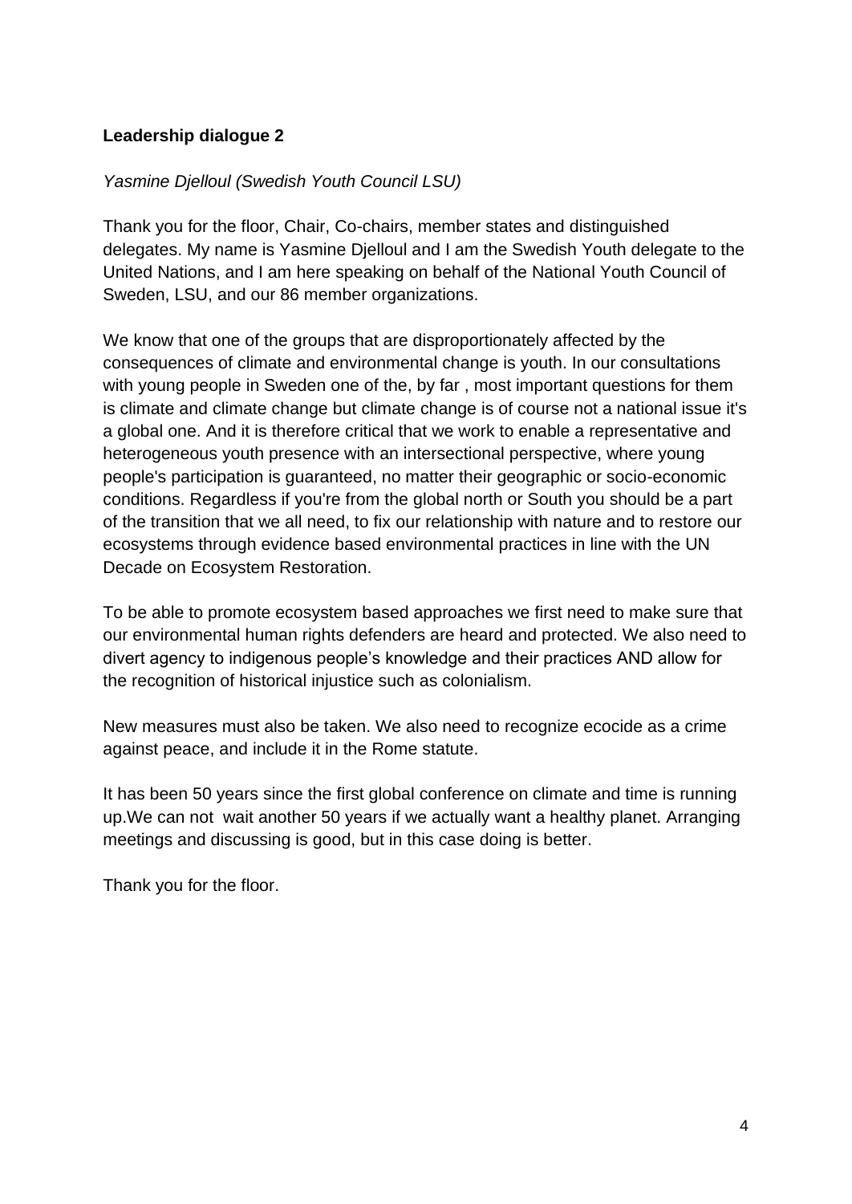**Leadership dialogue 2**

*Yasmine Djelloul (Swedish Youth Council LSU)*

Thank you for the floor, Chair, Co-chairs, member states and distinguished delegates. My name is Yasmine Djelloul and I am the Swedish Youth delegate to the United Nations, and I am here speaking on behalf of the National Youth Council of Sweden, LSU, and our 86 member organizations.

We know that one of the groups that are disproportionately affected by the consequences of climate and environmental change is youth. In our consultations with young people in Sweden one of the, by far , most important questions for them is climate and climate change but climate change is of course not a national issue it's a global one. And it is therefore critical that we work to enable a representative and heterogeneous youth presence with an intersectional perspective, where young people's participation is guaranteed, no matter their geographic or socio-economic conditions. Regardless if you're from the global north or South you should be a part of the transition that we all need, to fix our relationship with nature and to restore our ecosystems through evidence based environmental practices in line with the UN Decade on Ecosystem Restoration.

To be able to promote ecosystem based approaches we first need to make sure that our environmental human rights defenders are heard and protected. We also need to divert agency to indigenous people's knowledge and their practices AND allow for the recognition of historical injustice such as colonialism.

New measures must also be taken. We also need to recognize ecocide as a crime against peace, and include it in the Rome statute.

It has been 50 years since the first global conference on climate and time is running up.We can not  wait another 50 years if we actually want a healthy planet. Arranging meetings and discussing is good, but in this case doing is better.

Thank you for the floor.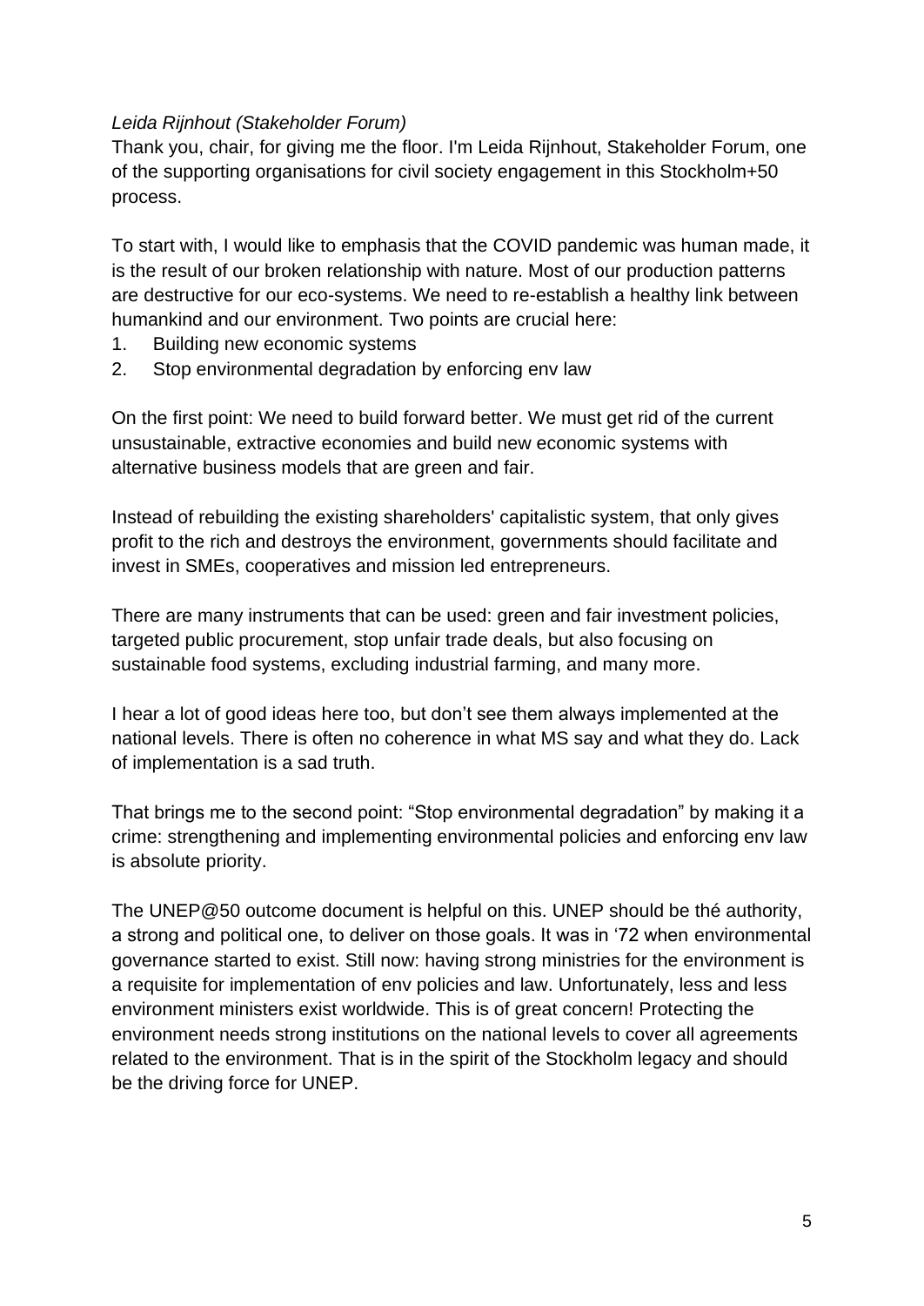*Leida Rijnhout (Stakeholder Forum)*

Thank you, chair, for giving me the floor. I'm Leida Rijnhout, Stakeholder Forum, one of the supporting organisations for civil society engagement in this Stockholm+50 process.

To start with, I would like to emphasis that the COVID pandemic was human made, it is the result of our broken relationship with nature. Most of our production patterns are destructive for our eco-systems. We need to re-establish a healthy link between humankind and our environment. Two points are crucial here:

1. Building new economic systems
2. Stop environmental degradation by enforcing env law

On the first point: We need to build forward better. We must get rid of the current unsustainable, extractive economies and build new economic systems with alternative business models that are green and fair.

Instead of rebuilding the existing shareholders' capitalistic system, that only gives profit to the rich and destroys the environment, governments should facilitate and invest in SMEs, cooperatives and mission led entrepreneurs.

There are many instruments that can be used: green and fair investment policies, targeted public procurement, stop unfair trade deals, but also focusing on sustainable food systems, excluding industrial farming, and many more.

I hear a lot of good ideas here too, but don't see them always implemented at the national levels. There is often no coherence in what MS say and what they do. Lack of implementation is a sad truth.

That brings me to the second point: "Stop environmental degradation" by making it a crime: strengthening and implementing environmental policies and enforcing env law is absolute priority.

The UNEP@50 outcome document is helpful on this. UNEP should be thé authority, a strong and political one, to deliver on those goals. It was in '72 when environmental governance started to exist. Still now: having strong ministries for the environment is a requisite for implementation of env policies and law. Unfortunately, less and less environment ministers exist worldwide. This is of great concern! Protecting the environment needs strong institutions on the national levels to cover all agreements related to the environment. That is in the spirit of the Stockholm legacy and should be the driving force for UNEP.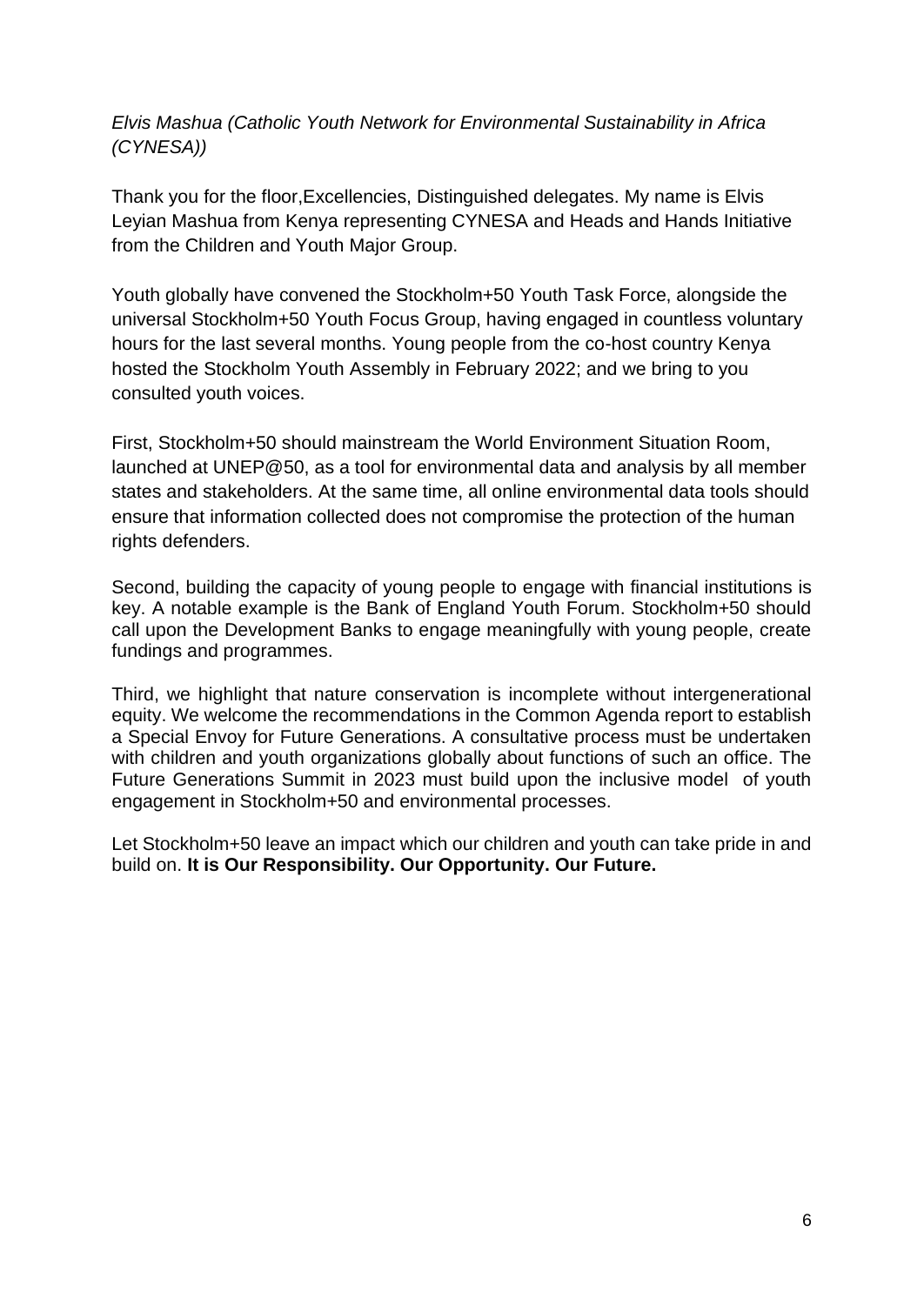*Elvis Mashua (Catholic Youth Network for Environmental Sustainability in Africa (CYNESA))*

Thank you for the floor,Excellencies, Distinguished delegates. My name is Elvis Leyian Mashua from Kenya representing CYNESA and Heads and Hands Initiative from the Children and Youth Major Group.

Youth globally have convened the Stockholm+50 Youth Task Force, alongside the universal Stockholm+50 Youth Focus Group, having engaged in countless voluntary hours for the last several months. Young people from the co-host country Kenya hosted the Stockholm Youth Assembly in February 2022; and we bring to you consulted youth voices.

First, Stockholm+50 should mainstream the World Environment Situation Room, launched at UNEP@50, as a tool for environmental data and analysis by all member states and stakeholders. At the same time, all online environmental data tools should ensure that information collected does not compromise the protection of the human rights defenders.

Second, building the capacity of young people to engage with financial institutions is key. A notable example is the Bank of England Youth Forum. Stockholm+50 should call upon the Development Banks to engage meaningfully with young people, create fundings and programmes.

Third, we highlight that nature conservation is incomplete without intergenerational equity. We welcome the recommendations in the Common Agenda report to establish a Special Envoy for Future Generations. A consultative process must be undertaken with children and youth organizations globally about functions of such an office. The Future Generations Summit in 2023 must build upon the inclusive model of youth engagement in Stockholm+50 and environmental processes.

Let Stockholm+50 leave an impact which our children and youth can take pride in and build on. **It is Our Responsibility. Our Opportunity. Our Future.**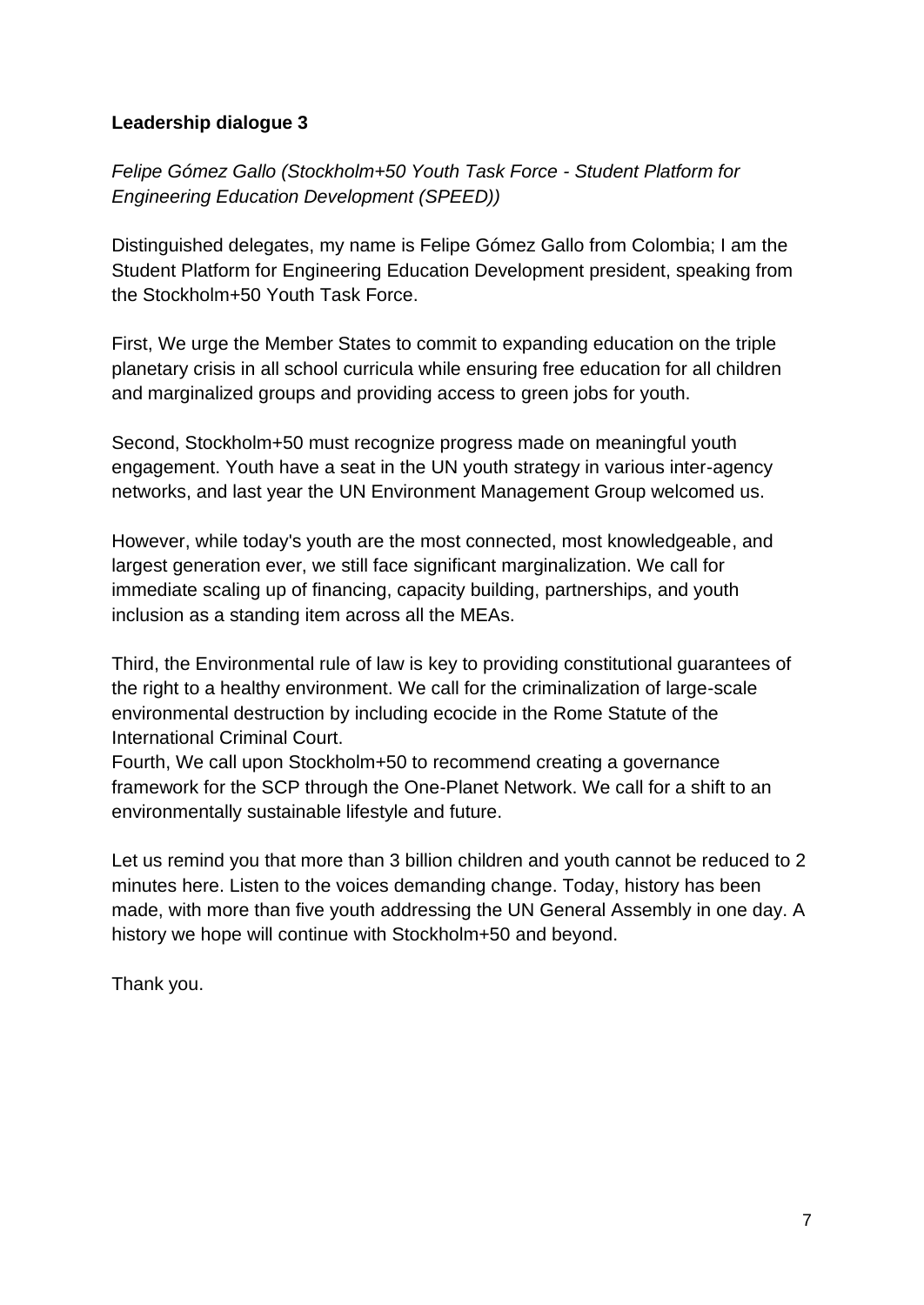**Leadership dialogue 3**

*Felipe Gómez Gallo (Stockholm+50 Youth Task Force - Student Platform for Engineering Education Development (SPEED))*

Distinguished delegates, my name is Felipe Gómez Gallo from Colombia; I am the Student Platform for Engineering Education Development president, speaking from the Stockholm+50 Youth Task Force.

First, We urge the Member States to commit to expanding education on the triple planetary crisis in all school curricula while ensuring free education for all children and marginalized groups and providing access to green jobs for youth.

Second, Stockholm+50 must recognize progress made on meaningful youth engagement. Youth have a seat in the UN youth strategy in various inter-agency networks, and last year the UN Environment Management Group welcomed us.

However, while today's youth are the most connected, most knowledgeable, and largest generation ever, we still face significant marginalization. We call for immediate scaling up of financing, capacity building, partnerships, and youth inclusion as a standing item across all the MEAs.

Third, the Environmental rule of law is key to providing constitutional guarantees of the right to a healthy environment. We call for the criminalization of large-scale environmental destruction by including ecocide in the Rome Statute of the International Criminal Court.

Fourth, We call upon Stockholm+50 to recommend creating a governance framework for the SCP through the One-Planet Network. We call for a shift to an environmentally sustainable lifestyle and future.

Let us remind you that more than 3 billion children and youth cannot be reduced to 2 minutes here. Listen to the voices demanding change. Today, history has been made, with more than five youth addressing the UN General Assembly in one day. A history we hope will continue with Stockholm+50 and beyond.

Thank you.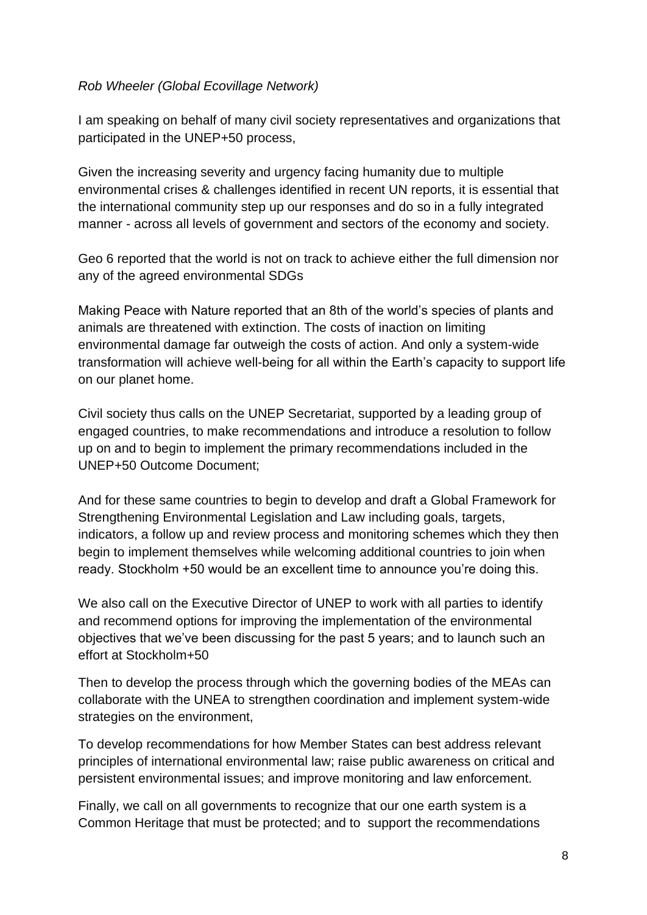*Rob Wheeler (Global Ecovillage Network)*

I am speaking on behalf of many civil society representatives and organizations that participated in the UNEP+50 process,

Given the increasing severity and urgency facing humanity due to multiple environmental crises & challenges identified in recent UN reports, it is essential that the international community step up our responses and do so in a fully integrated manner - across all levels of government and sectors of the economy and society.

Geo 6 reported that the world is not on track to achieve either the full dimension nor any of the agreed environmental SDGs

Making Peace with Nature reported that an 8th of the world's species of plants and animals are threatened with extinction. The costs of inaction on limiting environmental damage far outweigh the costs of action. And only a system-wide transformation will achieve well-being for all within the Earth's capacity to support life on our planet home.

Civil society thus calls on the UNEP Secretariat, supported by a leading group of engaged countries, to make recommendations and introduce a resolution to follow up on and to begin to implement the primary recommendations included in the UNEP+50 Outcome Document;

And for these same countries to begin to develop and draft a Global Framework for Strengthening Environmental Legislation and Law including goals, targets, indicators, a follow up and review process and monitoring schemes which they then begin to implement themselves while welcoming additional countries to join when ready. Stockholm +50 would be an excellent time to announce you're doing this.

We also call on the Executive Director of UNEP to work with all parties to identify and recommend options for improving the implementation of the environmental objectives that we've been discussing for the past 5 years; and to launch such an effort at Stockholm+50

Then to develop the process through which the governing bodies of the MEAs can collaborate with the UNEA to strengthen coordination and implement system-wide strategies on the environment,

To develop recommendations for how Member States can best address relevant principles of international environmental law; raise public awareness on critical and persistent environmental issues; and improve monitoring and law enforcement.

Finally, we call on all governments to recognize that our one earth system is a Common Heritage that must be protected; and to support the recommendations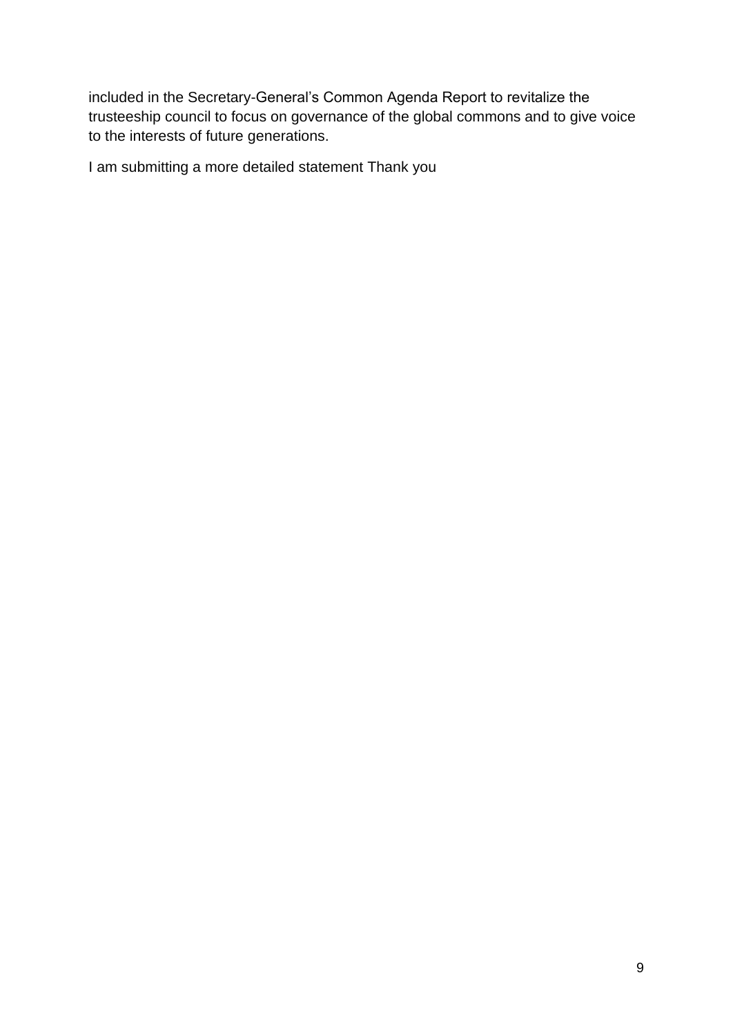included in the Secretary-General's Common Agenda Report to revitalize the trusteeship council to focus on governance of the global commons and to give voice to the interests of future generations.

I am submitting a more detailed statement Thank you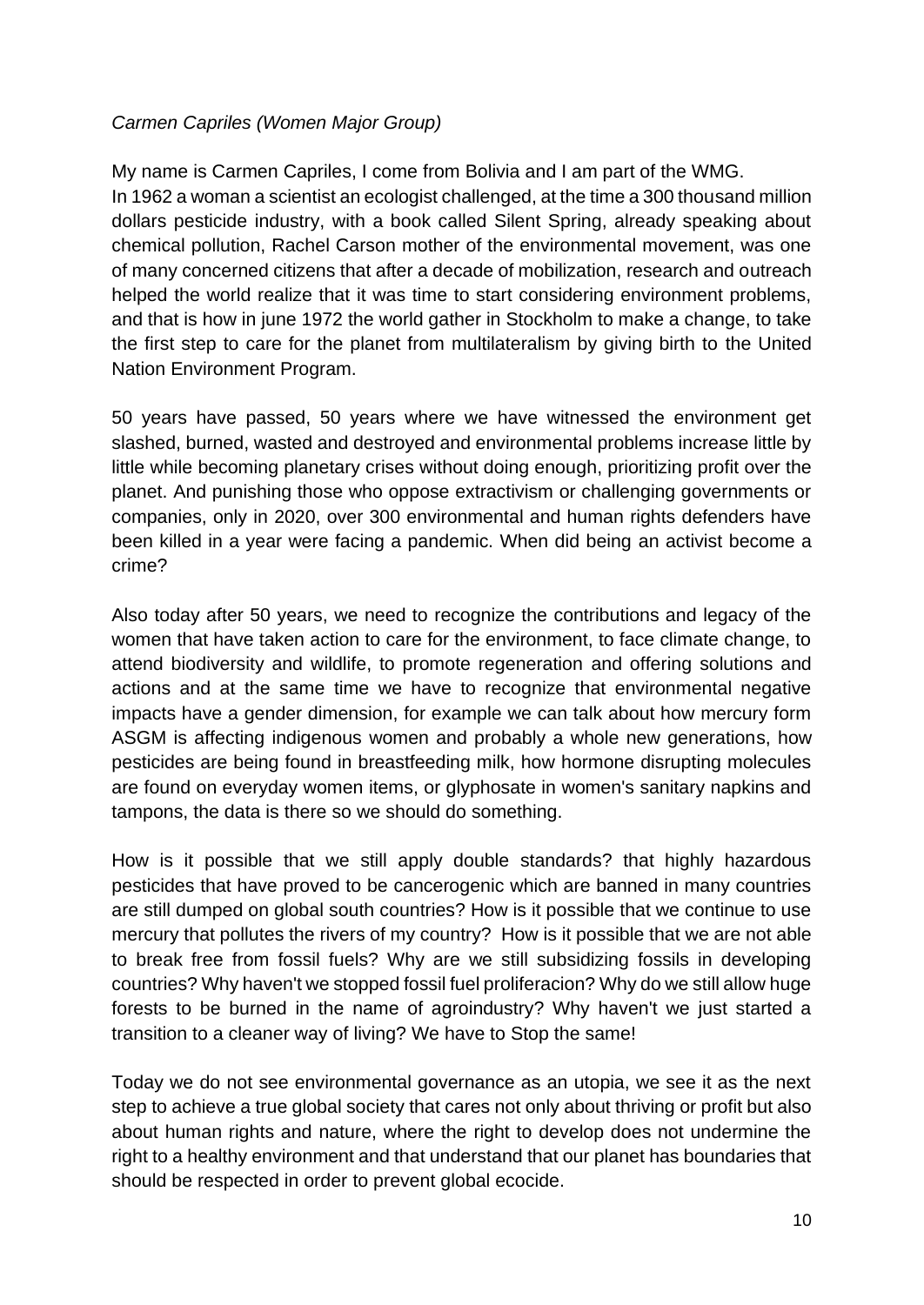*Carmen Capriles (Women Major Group)*

My name is Carmen Capriles, I come from Bolivia and I am part of the WMG.
In 1962 a woman a scientist an ecologist challenged, at the time a 300 thousand million dollars pesticide industry, with a book called Silent Spring, already speaking about chemical pollution, Rachel Carson mother of the environmental movement, was one of many concerned citizens that after a decade of mobilization, research and outreach helped the world realize that it was time to start considering environment problems, and that is how in june 1972 the world gather in Stockholm to make a change, to take the first step to care for the planet from multilateralism by giving birth to the United Nation Environment Program.

50 years have passed, 50 years where we have witnessed the environment get slashed, burned, wasted and destroyed and environmental problems increase little by little while becoming planetary crises without doing enough, prioritizing profit over the planet. And punishing those who oppose extractivism or challenging governments or companies, only in 2020, over 300 environmental and human rights defenders have been killed in a year were facing a pandemic. When did being an activist become a crime?

Also today after 50 years, we need to recognize the contributions and legacy of the women that have taken action to care for the environment, to face climate change, to attend biodiversity and wildlife, to promote regeneration and offering solutions and actions and at the same time we have to recognize that environmental negative impacts have a gender dimension, for example we can talk about how mercury form ASGM is affecting indigenous women and probably a whole new generations, how pesticides are being found in breastfeeding milk, how hormone disrupting molecules are found on everyday women items, or glyphosate in women's sanitary napkins and tampons, the data is there so we should do something.

How is it possible that we still apply double standards? that highly hazardous pesticides that have proved to be cancerogenic which are banned in many countries are still dumped on global south countries? How is it possible that we continue to use mercury that pollutes the rivers of my country? How is it possible that we are not able to break free from fossil fuels? Why are we still subsidizing fossils in developing countries? Why haven't we stopped fossil fuel proliferacion? Why do we still allow huge forests to be burned in the name of agroindustry? Why haven't we just started a transition to a cleaner way of living? We have to Stop the same!

Today we do not see environmental governance as an utopia, we see it as the next step to achieve a true global society that cares not only about thriving or profit but also about human rights and nature, where the right to develop does not undermine the right to a healthy environment and that understand that our planet has boundaries that should be respected in order to prevent global ecocide.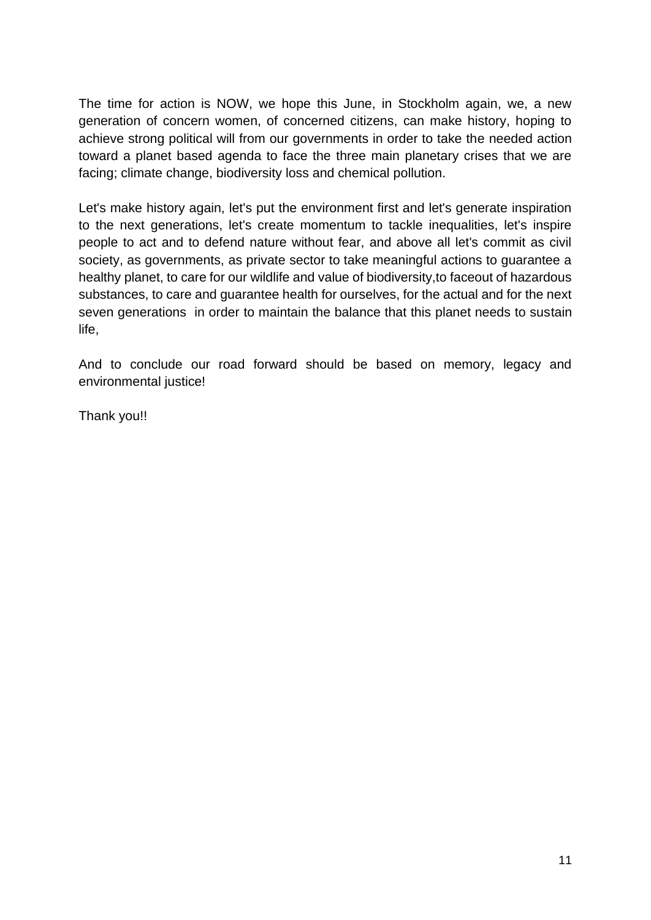The time for action is NOW, we hope this June, in Stockholm again, we, a new generation of concern women, of concerned citizens, can make history, hoping to achieve strong political will from our governments in order to take the needed action toward a planet based agenda to face the three main planetary crises that we are facing; climate change, biodiversity loss and chemical pollution.

Let's make history again, let's put the environment first and let's generate inspiration to the next generations, let's create momentum to tackle inequalities, let's inspire people to act and to defend nature without fear, and above all let's commit as civil society, as governments, as private sector to take meaningful actions to guarantee a healthy planet, to care for our wildlife and value of biodiversity,to faceout of hazardous substances, to care and guarantee health for ourselves, for the actual and for the next seven generations in order to maintain the balance that this planet needs to sustain life,

And to conclude our road forward should be based on memory, legacy and environmental justice!

Thank you!!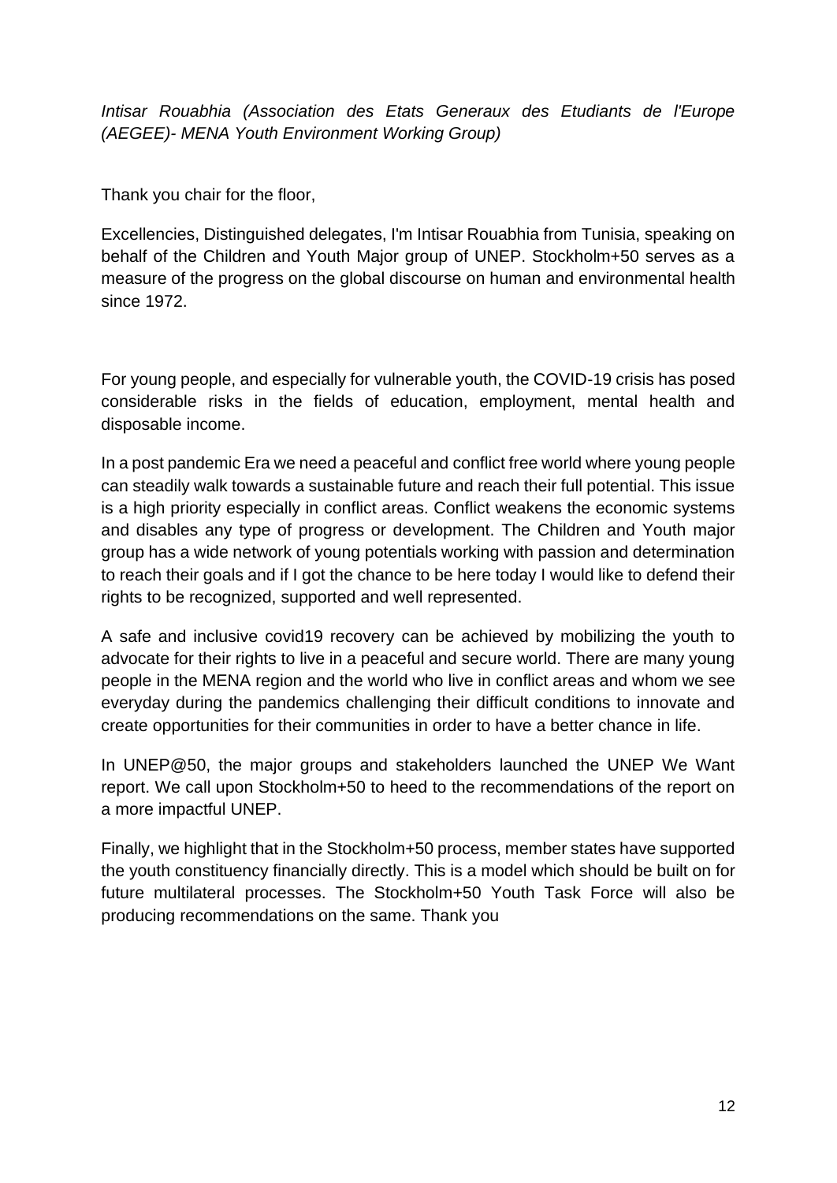*Intisar Rouabhia (Association des Etats Generaux des Etudiants de l'Europe (AEGEE)- MENA Youth Environment Working Group)*

Thank you chair for the floor,

Excellencies, Distinguished delegates, I'm Intisar Rouabhia from Tunisia, speaking on behalf of the Children and Youth Major group of UNEP. Stockholm+50 serves as a measure of the progress on the global discourse on human and environmental health since 1972.

For young people, and especially for vulnerable youth, the COVID-19 crisis has posed considerable risks in the fields of education, employment, mental health and disposable income.

In a post pandemic Era we need a peaceful and conflict free world where young people can steadily walk towards a sustainable future and reach their full potential. This issue is a high priority especially in conflict areas. Conflict weakens the economic systems and disables any type of progress or development. The Children and Youth major group has a wide network of young potentials working with passion and determination to reach their goals and if I got the chance to be here today I would like to defend their rights to be recognized, supported and well represented.

A safe and inclusive covid19 recovery can be achieved by mobilizing the youth to advocate for their rights to live in a peaceful and secure world. There are many young people in the MENA region and the world who live in conflict areas and whom we see everyday during the pandemics challenging their difficult conditions to innovate and create opportunities for their communities in order to have a better chance in life.

In UNEP@50, the major groups and stakeholders launched the UNEP We Want report. We call upon Stockholm+50 to heed to the recommendations of the report on a more impactful UNEP.

Finally, we highlight that in the Stockholm+50 process, member states have supported the youth constituency financially directly. This is a model which should be built on for future multilateral processes. The Stockholm+50 Youth Task Force will also be producing recommendations on the same. Thank you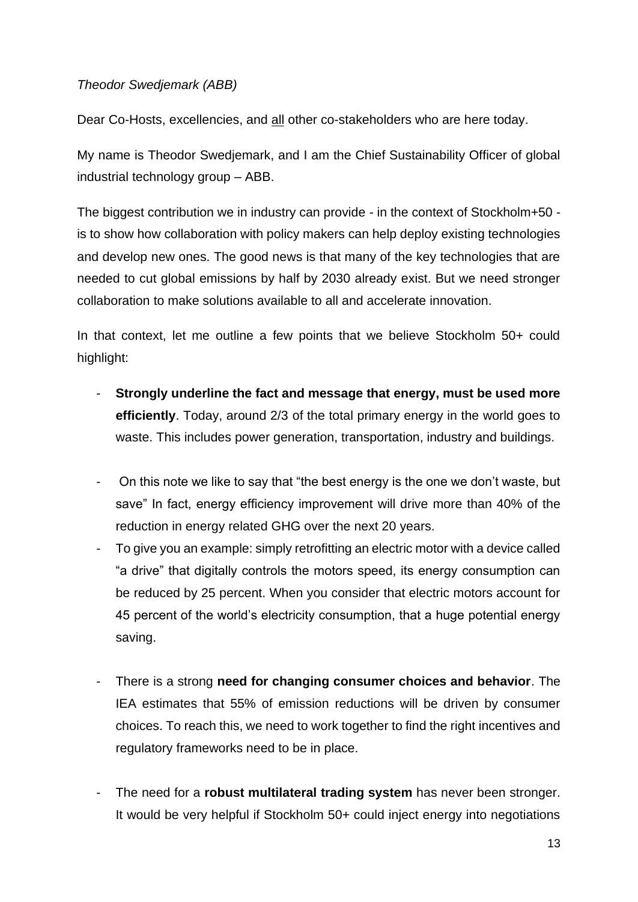*Theodor Swedjemark (ABB)*

Dear Co-Hosts, excellencies, and all other co-stakeholders who are here today.

My name is Theodor Swedjemark, and I am the Chief Sustainability Officer of global industrial technology group – ABB.

The biggest contribution we in industry can provide - in the context of Stockholm+50 - is to show how collaboration with policy makers can help deploy existing technologies and develop new ones. The good news is that many of the key technologies that are needed to cut global emissions by half by 2030 already exist. But we need stronger collaboration to make solutions available to all and accelerate innovation.

In that context, let me outline a few points that we believe Stockholm 50+ could highlight:

- **Strongly underline the fact and message that energy, must be used more efficiently**. Today, around 2/3 of the total primary energy in the world goes to waste. This includes power generation, transportation, industry and buildings.

- On this note we like to say that "the best energy is the one we don't waste, but save" In fact, energy efficiency improvement will drive more than 40% of the reduction in energy related GHG over the next 20 years.
- To give you an example: simply retrofitting an electric motor with a device called "a drive" that digitally controls the motors speed, its energy consumption can be reduced by 25 percent. When you consider that electric motors account for 45 percent of the world's electricity consumption, that a huge potential energy saving.

- There is a strong **need for changing consumer choices and behavior**. The IEA estimates that 55% of emission reductions will be driven by consumer choices. To reach this, we need to work together to find the right incentives and regulatory frameworks need to be in place.

- The need for a **robust multilateral trading system** has never been stronger. It would be very helpful if Stockholm 50+ could inject energy into negotiations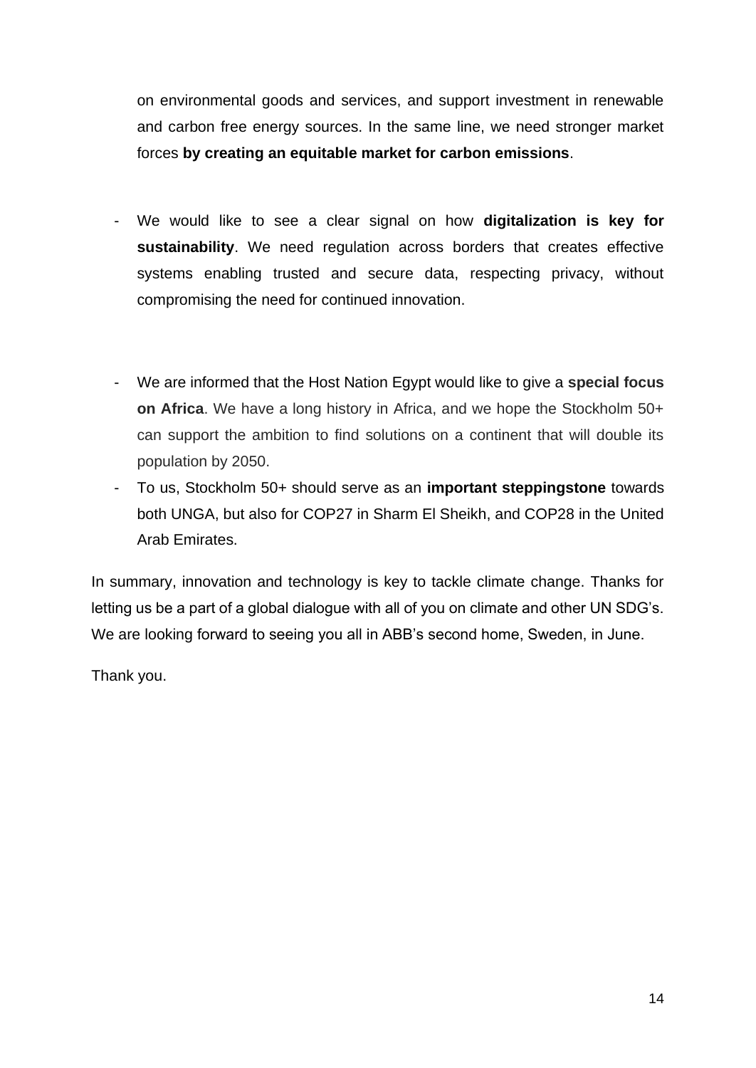on environmental goods and services, and support investment in renewable and carbon free energy sources. In the same line, we need stronger market forces **by creating an equitable market for carbon emissions**.

- We would like to see a clear signal on how **digitalization is key for sustainability**. We need regulation across borders that creates effective systems enabling trusted and secure data, respecting privacy, without compromising the need for continued innovation.

- We are informed that the Host Nation Egypt would like to give a **special focus on Africa**. We have a long history in Africa, and we hope the Stockholm 50+ can support the ambition to find solutions on a continent that will double its population by 2050.
- To us, Stockholm 50+ should serve as an **important steppingstone** towards both UNGA, but also for COP27 in Sharm El Sheikh, and COP28 in the United Arab Emirates.

In summary, innovation and technology is key to tackle climate change. Thanks for letting us be a part of a global dialogue with all of you on climate and other UN SDG's. We are looking forward to seeing you all in ABB's second home, Sweden, in June.

Thank you.